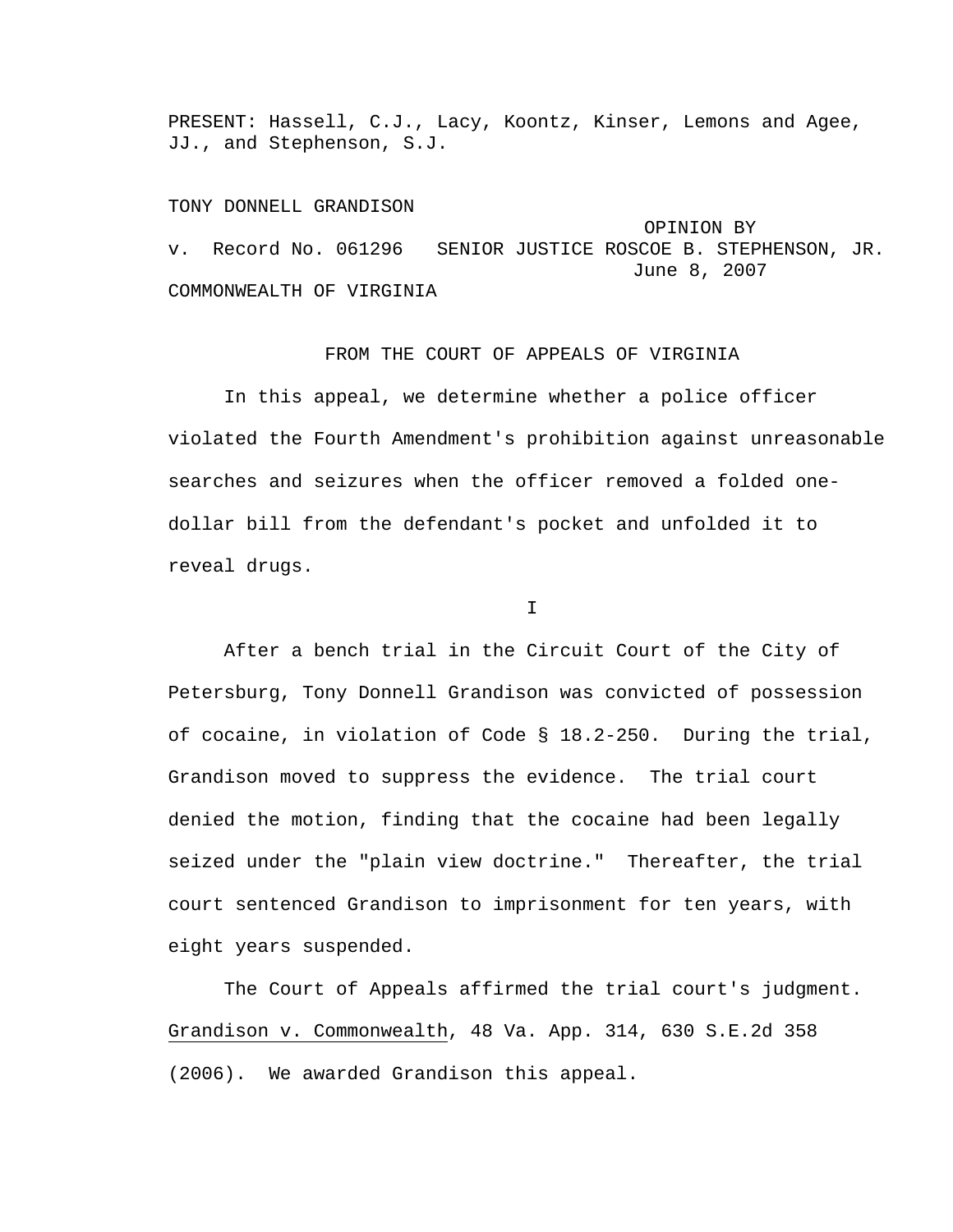PRESENT: Hassell, C.J., Lacy, Koontz, Kinser, Lemons and Agee, JJ., and Stephenson, S.J.

TONY DONNELL GRANDISON

v. Record No. 061296 OPINION BY SENIOR JUSTICE ROSCOE B. STEPHENSON, JR. June 8, 2007

COMMONWEALTH OF VIRGINIA

FROM THE COURT OF APPEALS OF VIRGINIA

In this appeal, we determine whether a police officer violated the Fourth Amendment's prohibition against unreasonable searches and seizures when the officer removed a folded one-dollar bill from the defendant's pocket and unfolded it to reveal drugs.

I

After a bench trial in the Circuit Court of the City of Petersburg, Tony Donnell Grandison was convicted of possession of cocaine, in violation of Code § 18.2-250. During the trial, Grandison moved to suppress the evidence. The trial court denied the motion, finding that the cocaine had been legally seized under the "plain view doctrine." Thereafter, the trial court sentenced Grandison to imprisonment for ten years, with eight years suspended.

The Court of Appeals affirmed the trial court's judgment. Grandison v. Commonwealth, 48 Va. App. 314, 630 S.E.2d 358 (2006). We awarded Grandison this appeal.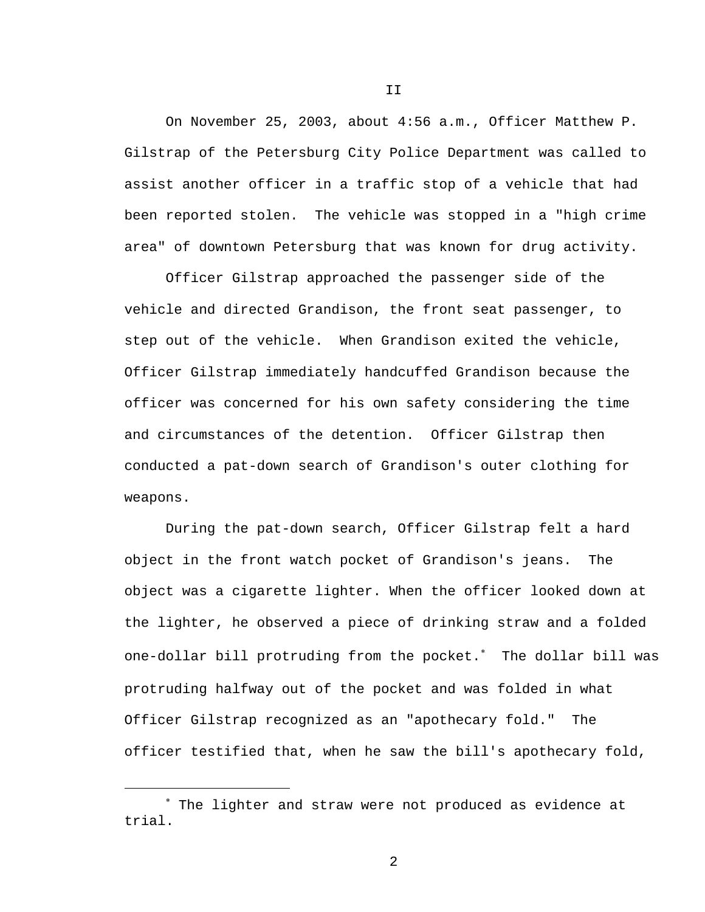## II

On November 25, 2003, about 4:56 a.m., Officer Matthew P. Gilstrap of the Petersburg City Police Department was called to assist another officer in a traffic stop of a vehicle that had been reported stolen. The vehicle was stopped in a "high crime area" of downtown Petersburg that was known for drug activity.

Officer Gilstrap approached the passenger side of the vehicle and directed Grandison, the front seat passenger, to step out of the vehicle. When Grandison exited the vehicle, Officer Gilstrap immediately handcuffed Grandison because the officer was concerned for his own safety considering the time and circumstances of the detention. Officer Gilstrap then conducted a pat-down search of Grandison's outer clothing for weapons.

During the pat-down search, Officer Gilstrap felt a hard object in the front watch pocket of Grandison's jeans. The object was a cigarette lighter. When the officer looked down at the lighter, he observed a piece of drinking straw and a folded one-dollar bill protruding from the pocket.[*] The dollar bill was protruding halfway out of the pocket and was folded in what Officer Gilstrap recognized as an "apothecary fold." The officer testified that, when he saw the bill's apothecary fold,

---

[*] The lighter and straw were not produced as evidence at trial.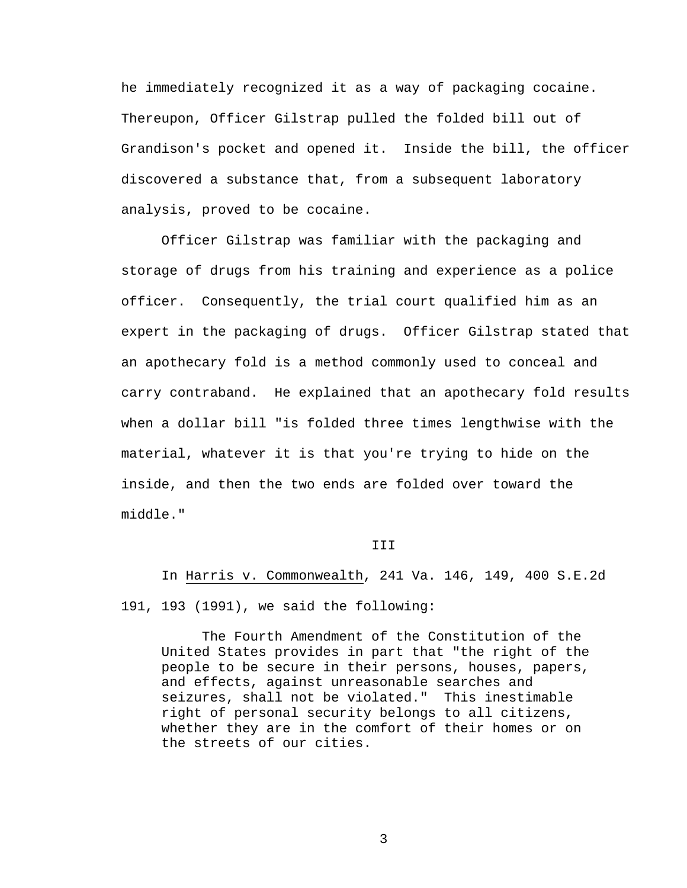he immediately recognized it as a way of packaging cocaine. Thereupon, Officer Gilstrap pulled the folded bill out of Grandison's pocket and opened it. Inside the bill, the officer discovered a substance that, from a subsequent laboratory analysis, proved to be cocaine.

Officer Gilstrap was familiar with the packaging and storage of drugs from his training and experience as a police officer. Consequently, the trial court qualified him as an expert in the packaging of drugs. Officer Gilstrap stated that an apothecary fold is a method commonly used to conceal and carry contraband. He explained that an apothecary fold results when a dollar bill "is folded three times lengthwise with the material, whatever it is that you're trying to hide on the inside, and then the two ends are folded over toward the middle."

III

In Harris v. Commonwealth, 241 Va. 146, 149, 400 S.E.2d 191, 193 (1991), we said the following:

> The Fourth Amendment of the Constitution of the United States provides in part that "the right of the people to be secure in their persons, houses, papers, and effects, against unreasonable searches and seizures, shall not be violated." This inestimable right of personal security belongs to all citizens, whether they are in the comfort of their homes or on the streets of our cities.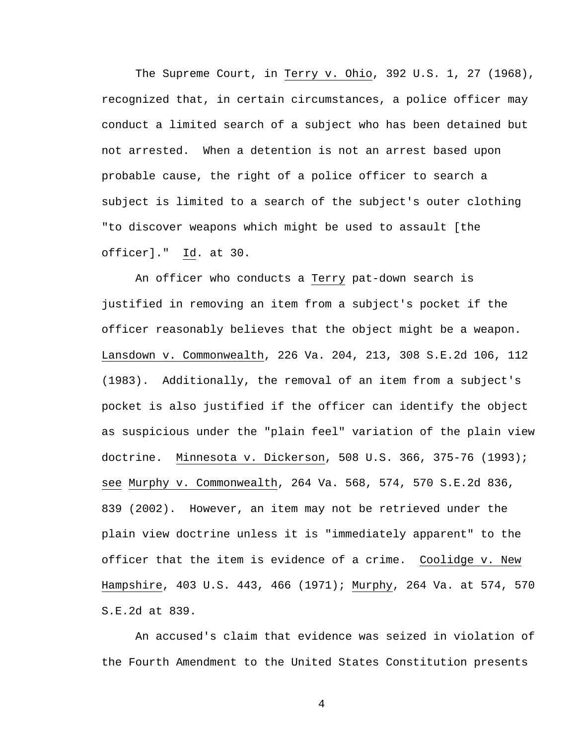The Supreme Court, in _Terry v. Ohio_, 392 U.S. 1, 27 (1968), recognized that, in certain circumstances, a police officer may conduct a limited search of a subject who has been detained but not arrested. When a detention is not an arrest based upon probable cause, the right of a police officer to search a subject is limited to a search of the subject's outer clothing "to discover weapons which might be used to assault [the officer]." _Id_. at 30.

An officer who conducts a _Terry_ pat-down search is justified in removing an item from a subject's pocket if the officer reasonably believes that the object might be a weapon. _Lansdown v. Commonwealth_, 226 Va. 204, 213, 308 S.E.2d 106, 112 (1983). Additionally, the removal of an item from a subject's pocket is also justified if the officer can identify the object as suspicious under the "plain feel" variation of the plain view doctrine. _Minnesota v. Dickerson_, 508 U.S. 366, 375-76 (1993); _see_ _Murphy v. Commonwealth_, 264 Va. 568, 574, 570 S.E.2d 836, 839 (2002). However, an item may not be retrieved under the plain view doctrine unless it is "immediately apparent" to the officer that the item is evidence of a crime. _Coolidge v. New Hampshire_, 403 U.S. 443, 466 (1971); _Murphy_, 264 Va. at 574, 570 S.E.2d at 839.

An accused's claim that evidence was seized in violation of the Fourth Amendment to the United States Constitution presents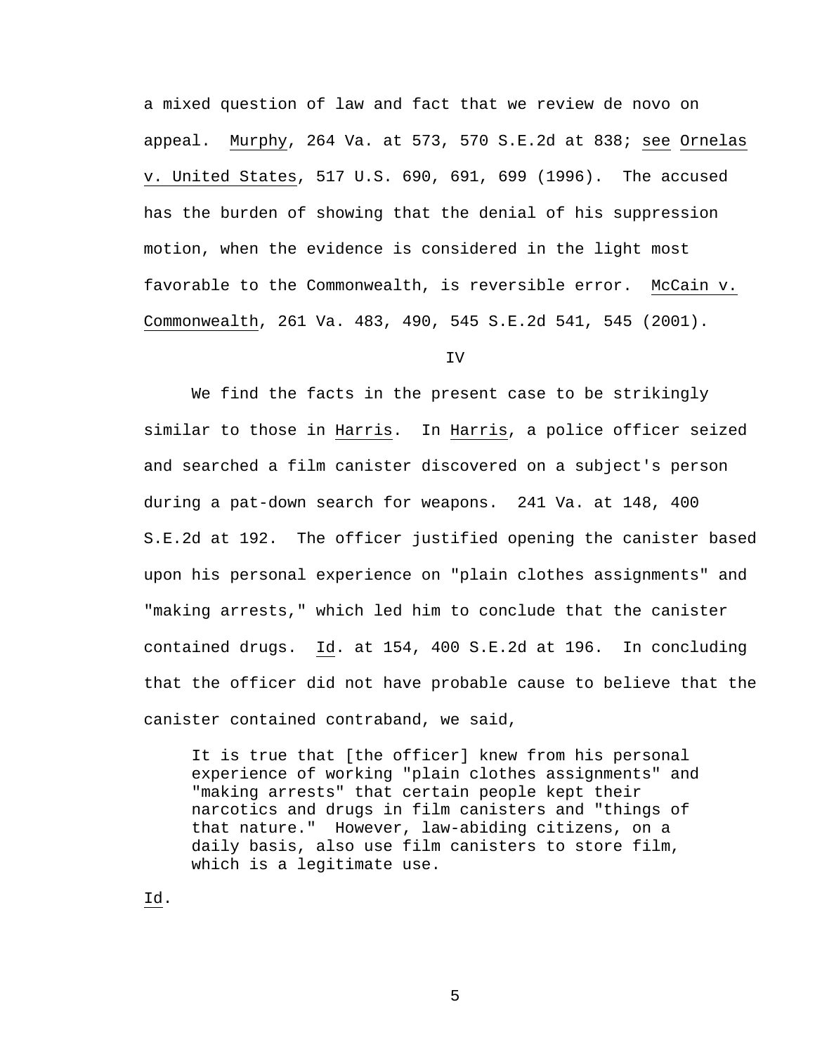a mixed question of law and fact that we review de novo on appeal. Murphy, 264 Va. at 573, 570 S.E.2d at 838; see Ornelas v. United States, 517 U.S. 690, 691, 699 (1996). The accused has the burden of showing that the denial of his suppression motion, when the evidence is considered in the light most favorable to the Commonwealth, is reversible error. McCain v. Commonwealth, 261 Va. 483, 490, 545 S.E.2d 541, 545 (2001).

IV

We find the facts in the present case to be strikingly similar to those in Harris. In Harris, a police officer seized and searched a film canister discovered on a subject's person during a pat-down search for weapons. 241 Va. at 148, 400 S.E.2d at 192. The officer justified opening the canister based upon his personal experience on "plain clothes assignments" and "making arrests," which led him to conclude that the canister contained drugs. Id. at 154, 400 S.E.2d at 196. In concluding that the officer did not have probable cause to believe that the canister contained contraband, we said,

> It is true that [the officer] knew from his personal experience of working "plain clothes assignments" and "making arrests" that certain people kept their narcotics and drugs in film canisters and "things of that nature." However, law-abiding citizens, on a daily basis, also use film canisters to store film, which is a legitimate use.

Id.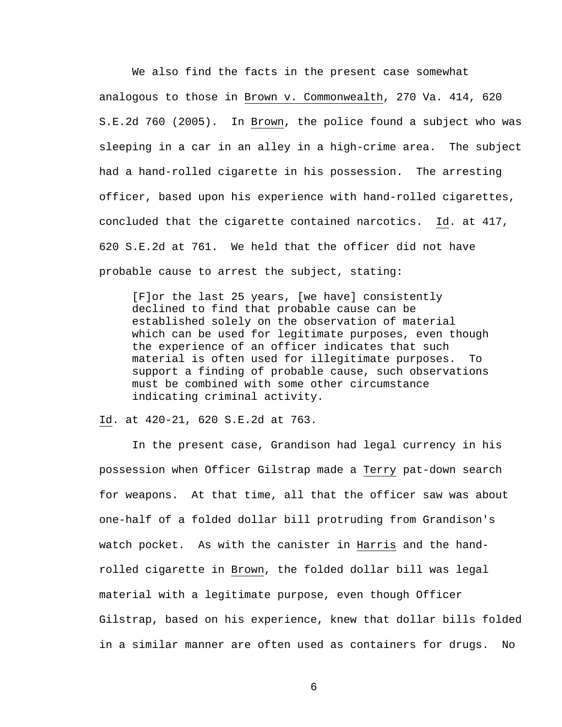We also find the facts in the present case somewhat analogous to those in Brown v. Commonwealth, 270 Va. 414, 620 S.E.2d 760 (2005). In Brown, the police found a subject who was sleeping in a car in an alley in a high-crime area. The subject had a hand-rolled cigarette in his possession. The arresting officer, based upon his experience with hand-rolled cigarettes, concluded that the cigarette contained narcotics. Id. at 417, 620 S.E.2d at 761. We held that the officer did not have probable cause to arrest the subject, stating:

> [F]or the last 25 years, [we have] consistently declined to find that probable cause can be established solely on the observation of material which can be used for legitimate purposes, even though the experience of an officer indicates that such material is often used for illegitimate purposes. To support a finding of probable cause, such observations must be combined with some other circumstance indicating criminal activity.

Id. at 420-21, 620 S.E.2d at 763.

In the present case, Grandison had legal currency in his possession when Officer Gilstrap made a Terry pat-down search for weapons. At that time, all that the officer saw was about one-half of a folded dollar bill protruding from Grandison's watch pocket. As with the canister in Harris and the hand-rolled cigarette in Brown, the folded dollar bill was legal material with a legitimate purpose, even though Officer Gilstrap, based on his experience, knew that dollar bills folded in a similar manner are often used as containers for drugs. No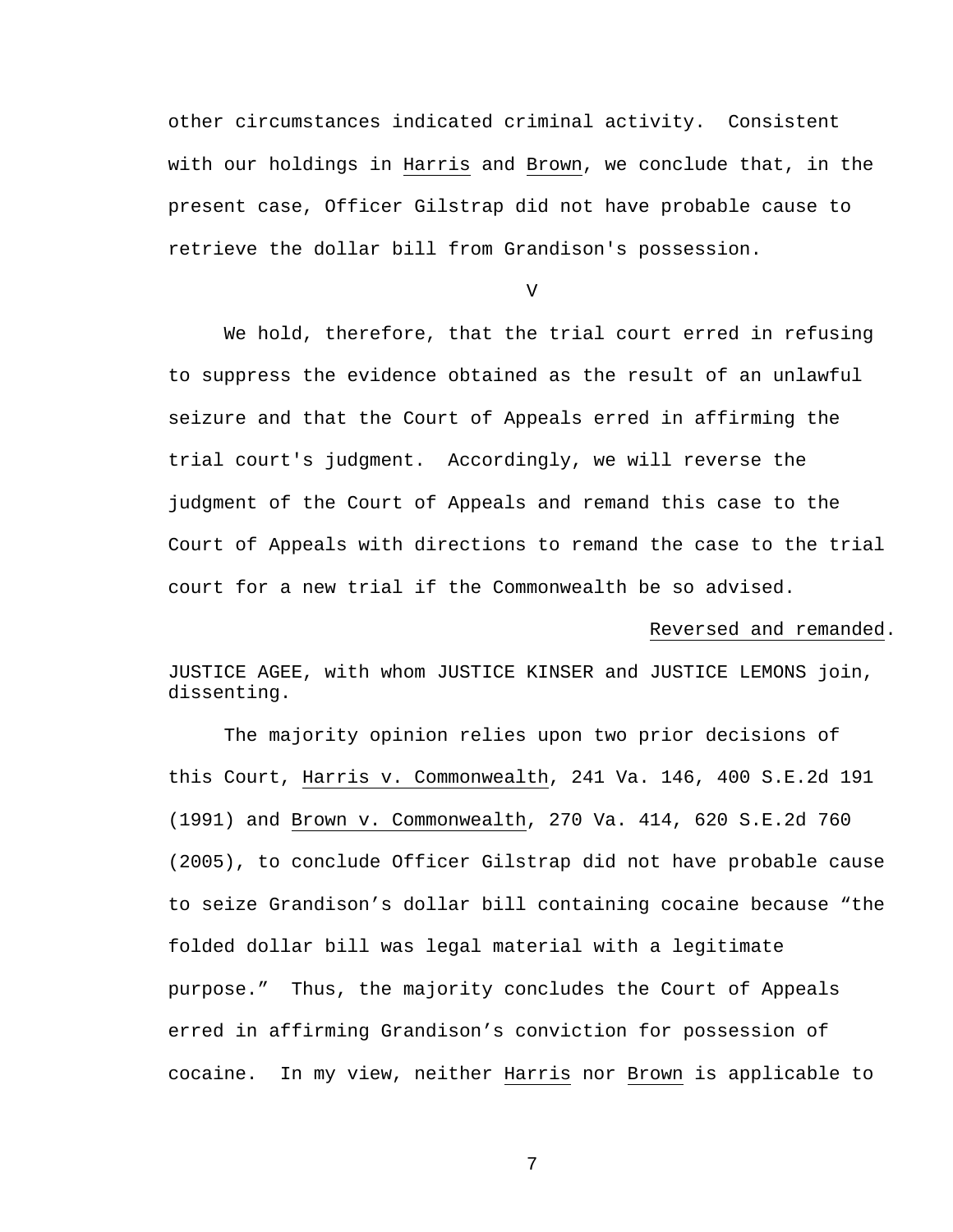other circumstances indicated criminal activity. Consistent with our holdings in Harris and Brown, we conclude that, in the present case, Officer Gilstrap did not have probable cause to retrieve the dollar bill from Grandison's possession.

V

We hold, therefore, that the trial court erred in refusing to suppress the evidence obtained as the result of an unlawful seizure and that the Court of Appeals erred in affirming the trial court's judgment. Accordingly, we will reverse the judgment of the Court of Appeals and remand this case to the Court of Appeals with directions to remand the case to the trial court for a new trial if the Commonwealth be so advised.

Reversed and remanded.

JUSTICE AGEE, with whom JUSTICE KINSER and JUSTICE LEMONS join, dissenting.

The majority opinion relies upon two prior decisions of this Court, Harris v. Commonwealth, 241 Va. 146, 400 S.E.2d 191 (1991) and Brown v. Commonwealth, 270 Va. 414, 620 S.E.2d 760 (2005), to conclude Officer Gilstrap did not have probable cause to seize Grandison's dollar bill containing cocaine because "the folded dollar bill was legal material with a legitimate purpose." Thus, the majority concludes the Court of Appeals erred in affirming Grandison's conviction for possession of cocaine. In my view, neither Harris nor Brown is applicable to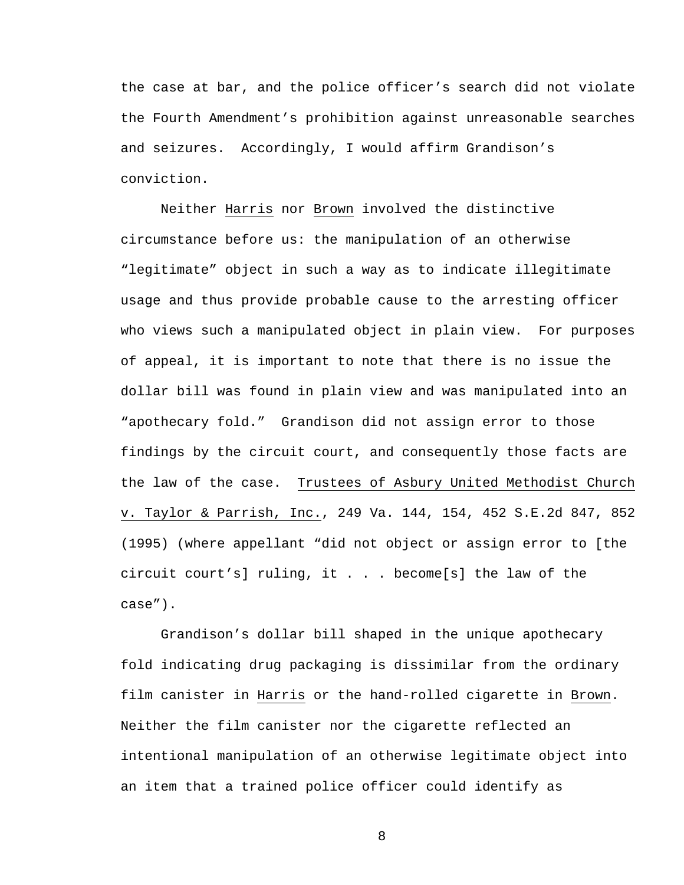the case at bar, and the police officer's search did not violate the Fourth Amendment's prohibition against unreasonable searches and seizures. Accordingly, I would affirm Grandison's conviction.

Neither Harris nor Brown involved the distinctive circumstance before us: the manipulation of an otherwise "legitimate" object in such a way as to indicate illegitimate usage and thus provide probable cause to the arresting officer who views such a manipulated object in plain view. For purposes of appeal, it is important to note that there is no issue the dollar bill was found in plain view and was manipulated into an "apothecary fold." Grandison did not assign error to those findings by the circuit court, and consequently those facts are the law of the case. Trustees of Asbury United Methodist Church v. Taylor & Parrish, Inc., 249 Va. 144, 154, 452 S.E.2d 847, 852 (1995) (where appellant "did not object or assign error to [the circuit court's] ruling, it . . . become[s] the law of the case").

Grandison's dollar bill shaped in the unique apothecary fold indicating drug packaging is dissimilar from the ordinary film canister in Harris or the hand-rolled cigarette in Brown. Neither the film canister nor the cigarette reflected an intentional manipulation of an otherwise legitimate object into an item that a trained police officer could identify as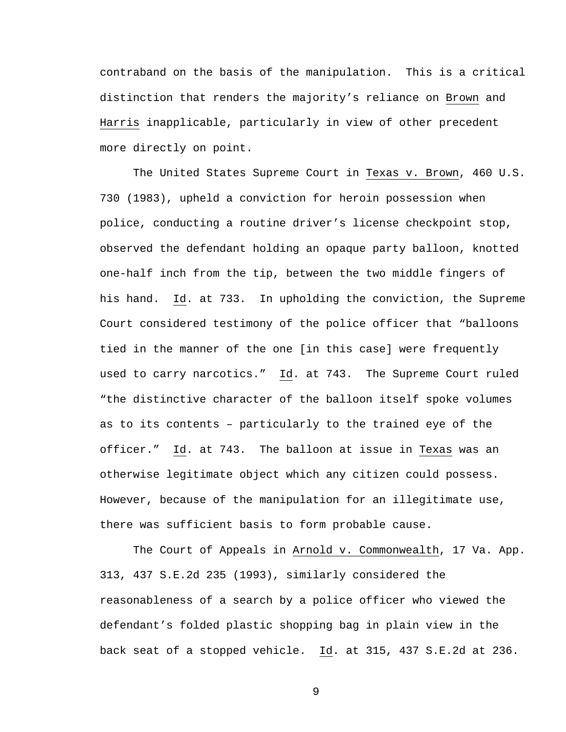contraband on the basis of the manipulation. This is a critical distinction that renders the majority's reliance on Brown and Harris inapplicable, particularly in view of other precedent more directly on point.

The United States Supreme Court in Texas v. Brown, 460 U.S. 730 (1983), upheld a conviction for heroin possession when police, conducting a routine driver's license checkpoint stop, observed the defendant holding an opaque party balloon, knotted one-half inch from the tip, between the two middle fingers of his hand. Id. at 733. In upholding the conviction, the Supreme Court considered testimony of the police officer that "balloons tied in the manner of the one [in this case] were frequently used to carry narcotics." Id. at 743. The Supreme Court ruled "the distinctive character of the balloon itself spoke volumes as to its contents – particularly to the trained eye of the officer." Id. at 743. The balloon at issue in Texas was an otherwise legitimate object which any citizen could possess. However, because of the manipulation for an illegitimate use, there was sufficient basis to form probable cause.

The Court of Appeals in Arnold v. Commonwealth, 17 Va. App. 313, 437 S.E.2d 235 (1993), similarly considered the reasonableness of a search by a police officer who viewed the defendant's folded plastic shopping bag in plain view in the back seat of a stopped vehicle. Id. at 315, 437 S.E.2d at 236.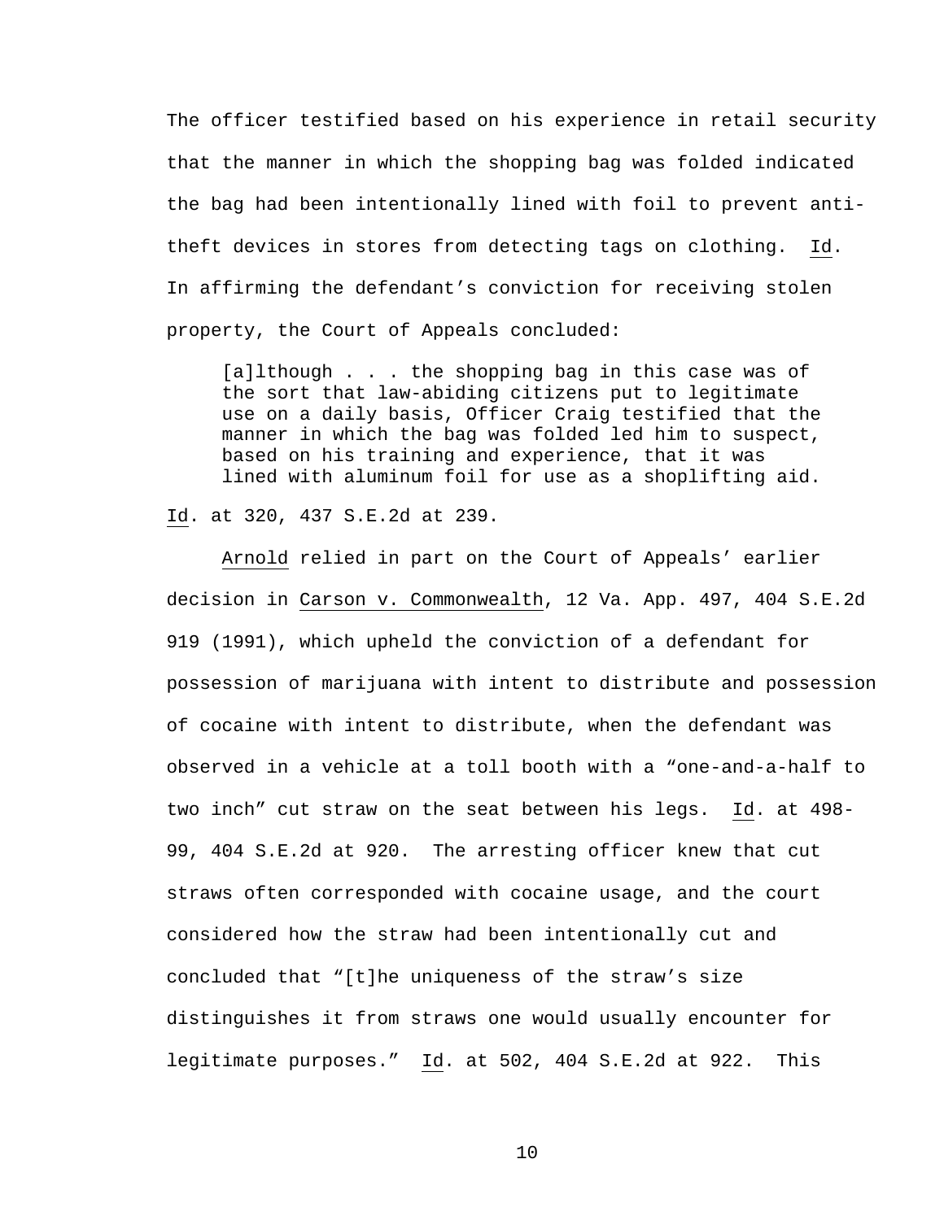The officer testified based on his experience in retail security that the manner in which the shopping bag was folded indicated the bag had been intentionally lined with foil to prevent anti-theft devices in stores from detecting tags on clothing. Id. In affirming the defendant's conviction for receiving stolen property, the Court of Appeals concluded:

> [a]lthough . . . the shopping bag in this case was of the sort that law-abiding citizens put to legitimate use on a daily basis, Officer Craig testified that the manner in which the bag was folded led him to suspect, based on his training and experience, that it was lined with aluminum foil for use as a shoplifting aid.

Id. at 320, 437 S.E.2d at 239.

Arnold relied in part on the Court of Appeals' earlier decision in Carson v. Commonwealth, 12 Va. App. 497, 404 S.E.2d 919 (1991), which upheld the conviction of a defendant for possession of marijuana with intent to distribute and possession of cocaine with intent to distribute, when the defendant was observed in a vehicle at a toll booth with a "one-and-a-half to two inch" cut straw on the seat between his legs. Id. at 498-99, 404 S.E.2d at 920. The arresting officer knew that cut straws often corresponded with cocaine usage, and the court considered how the straw had been intentionally cut and concluded that "[t]he uniqueness of the straw's size distinguishes it from straws one would usually encounter for legitimate purposes." Id. at 502, 404 S.E.2d at 922. This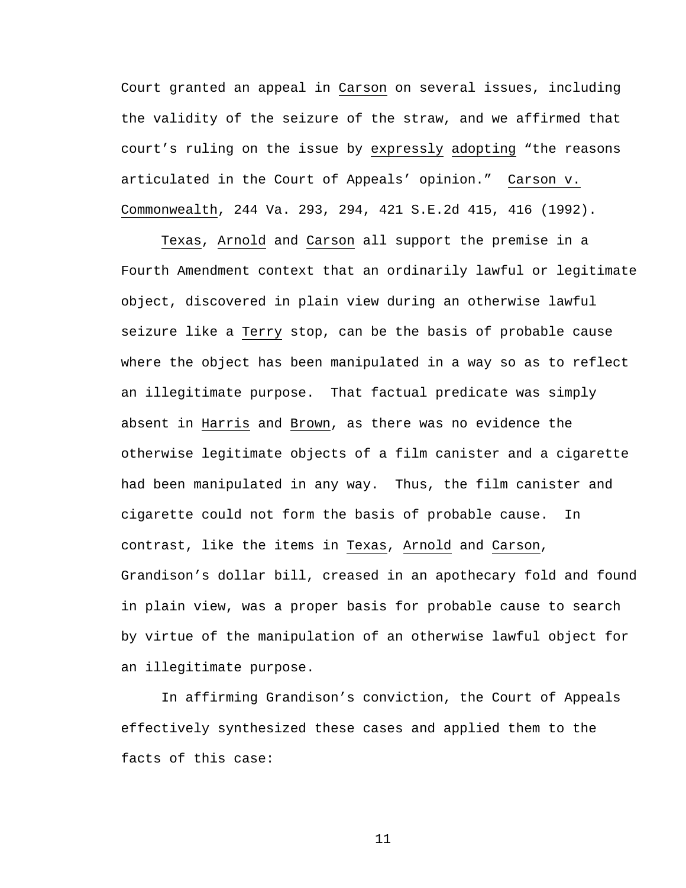Court granted an appeal in Carson on several issues, including the validity of the seizure of the straw, and we affirmed that court's ruling on the issue by expressly adopting "the reasons articulated in the Court of Appeals' opinion." Carson v. Commonwealth, 244 Va. 293, 294, 421 S.E.2d 415, 416 (1992).

Texas, Arnold and Carson all support the premise in a Fourth Amendment context that an ordinarily lawful or legitimate object, discovered in plain view during an otherwise lawful seizure like a Terry stop, can be the basis of probable cause where the object has been manipulated in a way so as to reflect an illegitimate purpose. That factual predicate was simply absent in Harris and Brown, as there was no evidence the otherwise legitimate objects of a film canister and a cigarette had been manipulated in any way. Thus, the film canister and cigarette could not form the basis of probable cause. In contrast, like the items in Texas, Arnold and Carson, Grandison's dollar bill, creased in an apothecary fold and found in plain view, was a proper basis for probable cause to search by virtue of the manipulation of an otherwise lawful object for an illegitimate purpose.

In affirming Grandison's conviction, the Court of Appeals effectively synthesized these cases and applied them to the facts of this case: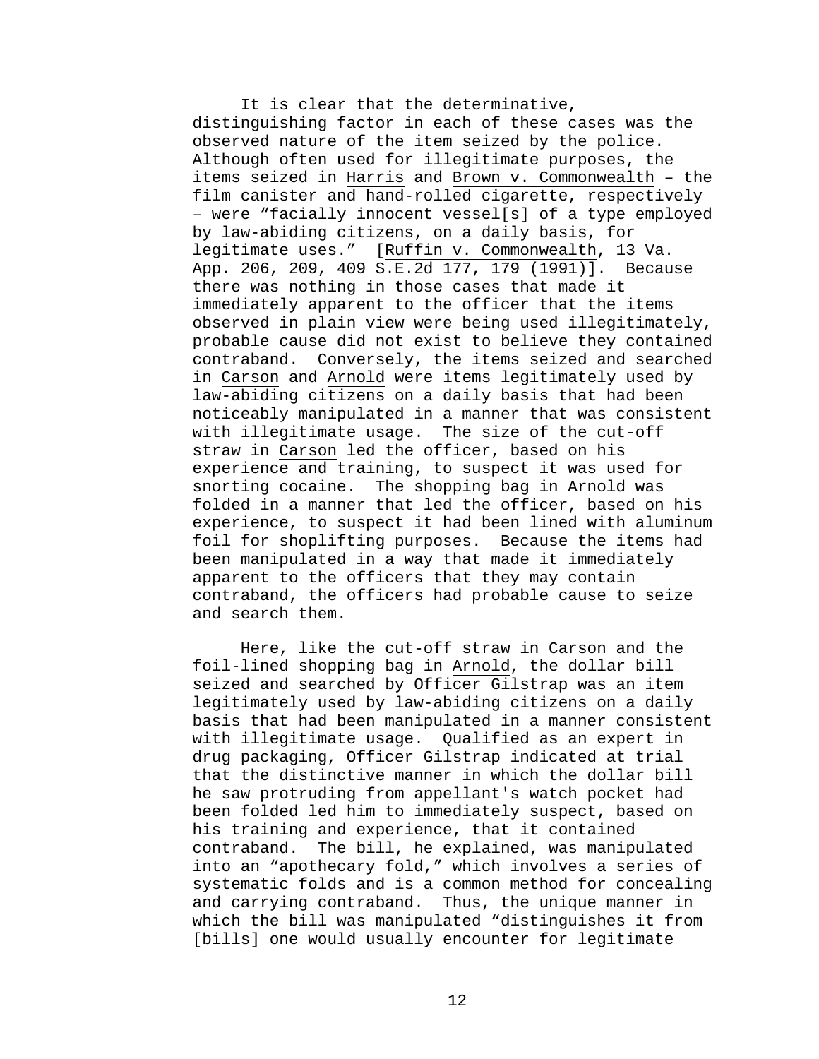It is clear that the determinative, distinguishing factor in each of these cases was the observed nature of the item seized by the police. Although often used for illegitimate purposes, the items seized in Harris and Brown v. Commonwealth – the film canister and hand-rolled cigarette, respectively – were "facially innocent vessel[s] of a type employed by law-abiding citizens, on a daily basis, for legitimate uses." [Ruffin v. Commonwealth, 13 Va. App. 206, 209, 409 S.E.2d 177, 179 (1991)]. Because there was nothing in those cases that made it immediately apparent to the officer that the items observed in plain view were being used illegitimately, probable cause did not exist to believe they contained contraband. Conversely, the items seized and searched in Carson and Arnold were items legitimately used by law-abiding citizens on a daily basis that had been noticeably manipulated in a manner that was consistent with illegitimate usage. The size of the cut-off straw in Carson led the officer, based on his experience and training, to suspect it was used for snorting cocaine. The shopping bag in Arnold was folded in a manner that led the officer, based on his experience, to suspect it had been lined with aluminum foil for shoplifting purposes. Because the items had been manipulated in a way that made it immediately apparent to the officers that they may contain contraband, the officers had probable cause to seize and search them.

Here, like the cut-off straw in Carson and the foil-lined shopping bag in Arnold, the dollar bill seized and searched by Officer Gilstrap was an item legitimately used by law-abiding citizens on a daily basis that had been manipulated in a manner consistent with illegitimate usage. Qualified as an expert in drug packaging, Officer Gilstrap indicated at trial that the distinctive manner in which the dollar bill he saw protruding from appellant's watch pocket had been folded led him to immediately suspect, based on his training and experience, that it contained contraband. The bill, he explained, was manipulated into an "apothecary fold," which involves a series of systematic folds and is a common method for concealing and carrying contraband. Thus, the unique manner in which the bill was manipulated "distinguishes it from [bills] one would usually encounter for legitimate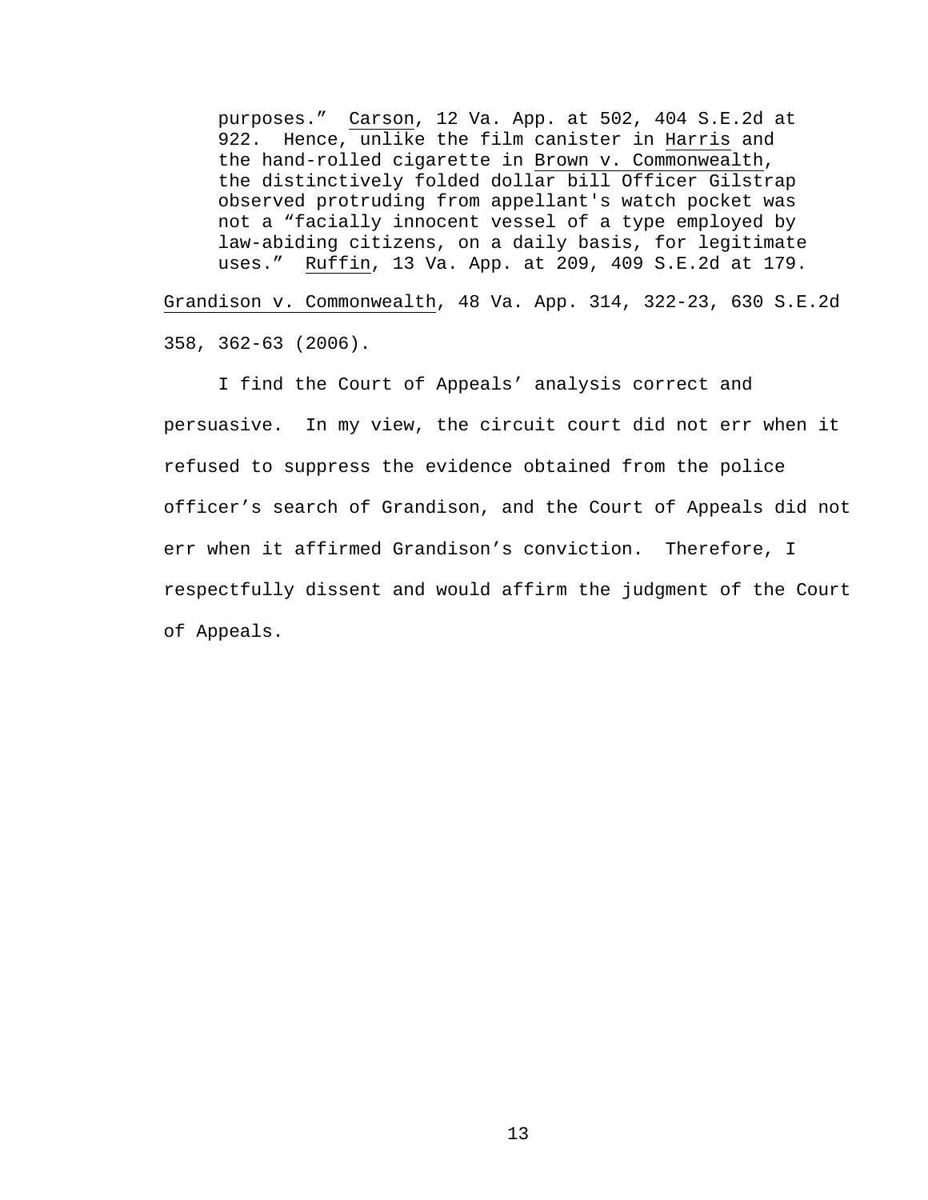> purposes." _Carson_, 12 Va. App. at 502, 404 S.E.2d at 922. Hence, unlike the film canister in _Harris_ and the hand-rolled cigarette in _Brown v. Commonwealth_, the distinctively folded dollar bill Officer Gilstrap observed protruding from appellant's watch pocket was not a "facially innocent vessel of a type employed by law-abiding citizens, on a daily basis, for legitimate uses." _Ruffin_, 13 Va. App. at 209, 409 S.E.2d at 179.

_Grandison v. Commonwealth_, 48 Va. App. 314, 322-23, 630 S.E.2d 358, 362-63 (2006).

I find the Court of Appeals' analysis correct and persuasive. In my view, the circuit court did not err when it refused to suppress the evidence obtained from the police officer's search of Grandison, and the Court of Appeals did not err when it affirmed Grandison's conviction. Therefore, I respectfully dissent and would affirm the judgment of the Court of Appeals.